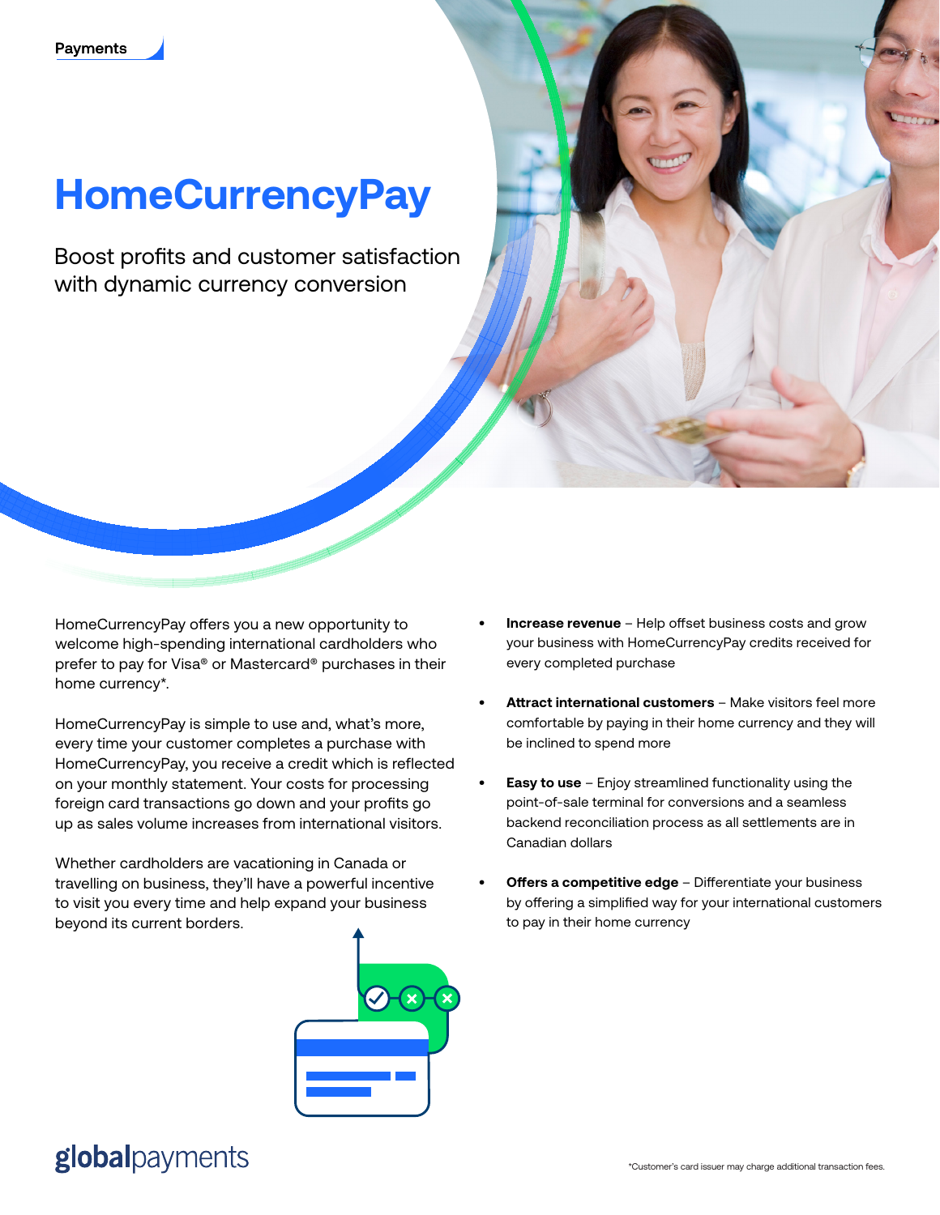Payments

# HomeCurrencyPay

Boost profits and customer satisfaction with dynamic currency conversion

HomeCurrencyPay offers you a new opportunity to welcome high-spending international cardholders who prefer to pay for Visa® or Mastercard® purchases in their home currency*.

HomeCurrencyPay is simple to use and, what's more, every time your customer completes a purchase with HomeCurrencyPay, you receive a credit which is reflected on your monthly statement. Your costs for processing foreign card transactions go down and your profits go up as sales volume increases from international visitors.

Whether cardholders are vacationing in Canada or travelling on business, they'll have a powerful incentive to visit you every time and help expand your business beyond its current borders.

- **Increase revenue** – Help offset business costs and grow your business with HomeCurrencyPay credits received for every completed purchase
- **Attract international customers** – Make visitors feel more comfortable by paying in their home currency and they will be inclined to spend more
- **Easy to use** – Enjoy streamlined functionality using the point-of-sale terminal for conversions and a seamless backend reconciliation process as all settlements are in Canadian dollars
- **Offers a competitive edge** – Differentiate your business by offering a simplified way for your international customers to pay in their home currency

globalpayments

*Customer's card issuer may charge additional transaction fees.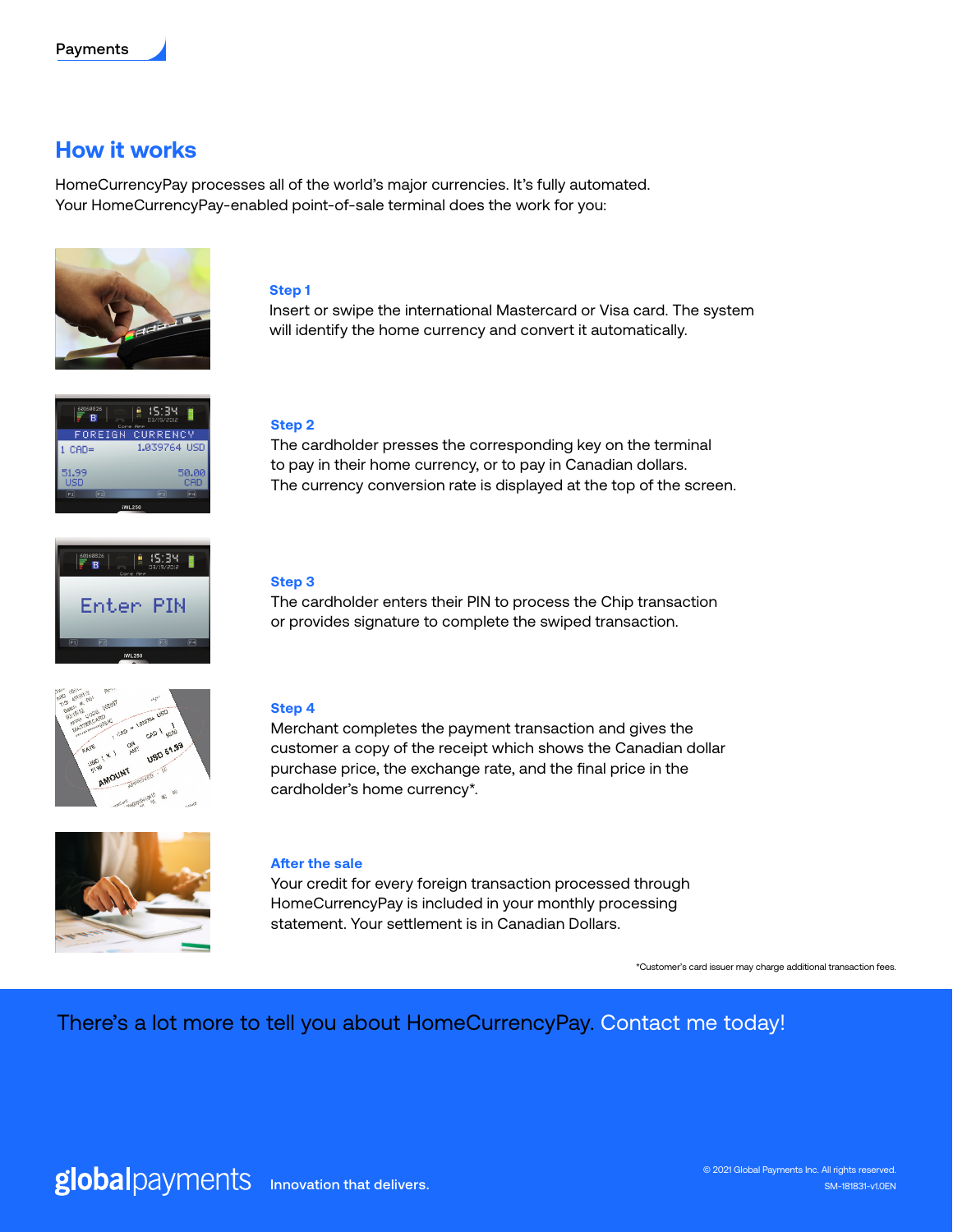## How it works

HomeCurrencyPay processes all of the world's major currencies. It's fully automated. Your HomeCurrencyPay-enabled point-of-sale terminal does the work for you:

**Step 1**
Insert or swipe the international Mastercard or Visa card. The system will identify the home currency and convert it automatically.

**Step 2**
The cardholder presses the corresponding key on the terminal to pay in their home currency, or to pay in Canadian dollars. The currency conversion rate is displayed at the top of the screen.

**Step 3**
The cardholder enters their PIN to process the Chip transaction or provides signature to complete the swiped transaction.

**Step 4**
Merchant completes the payment transaction and gives the customer a copy of the receipt which shows the Canadian dollar purchase price, the exchange rate, and the final price in the cardholder's home currency*.

**After the sale**
Your credit for every foreign transaction processed through HomeCurrencyPay is included in your monthly processing statement. Your settlement is in Canadian Dollars.

*Customer's card issuer may charge additional transaction fees.

There's a lot more to tell you about HomeCurrencyPay. Contact me today!

globalpayments Innovation that delivers.

© 2021 Global Payments Inc. All rights reserved.
SM-181831-v1.0EN